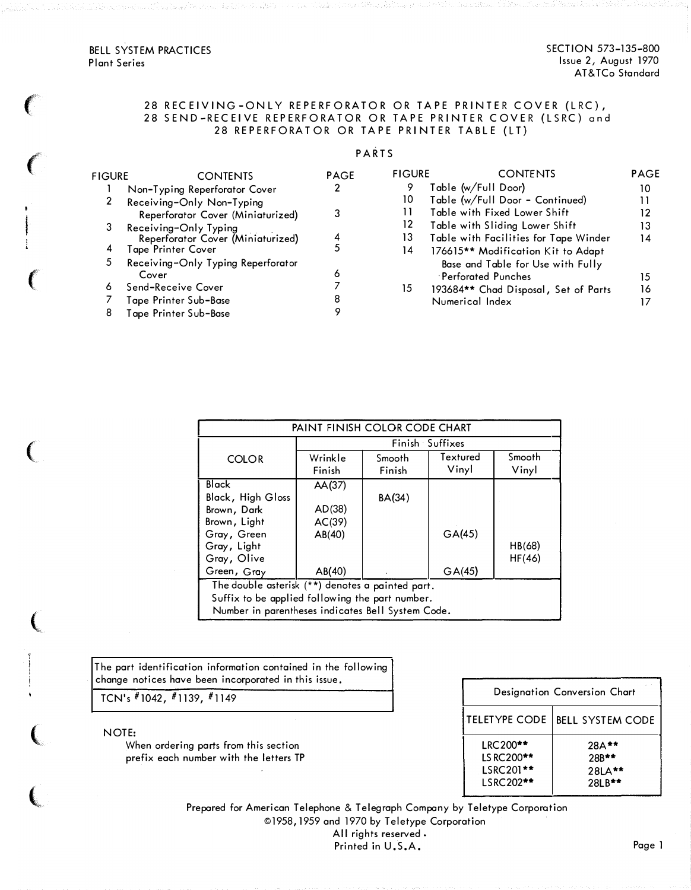BELL SYSTEM PRACTICES
Plant Series

SECTION 573-135-800
Issue 2, August 1970
AT&TCo Standard

# 28 RECEIVING-ONLY REPERFORATOR OR TAPE PRINTER COVER (LRC), 28 SEND-RECEIVE REPERFORATOR OR TAPE PRINTER COVER (LSRC) and 28 REPERFORATOR OR TAPE PRINTER TABLE (LT)

## PARTS

| FIGURE | CONTENTS | PAGE |
|---|---|---|
| 1 | Non-Typing Reperforator Cover | 2 |
| 2 | Receiving-Only Non-Typing Reperforator Cover (Miniaturized) | 3 |
| 3 | Receiving-Only Typing Reperforator Cover (Miniaturized) | 4 |
| 4 | Tape Printer Cover | 5 |
| 5 | Receiving-Only Typing Reperforator Cover | 6 |
| 6 | Send-Receive Cover | 7 |
| 7 | Tape Printer Sub-Base | 8 |
| 8 | Tape Printer Sub-Base | 9 |
| 9 | Table (w/Full Door) | 10 |
| 10 | Table (w/Full Door - Continued) | 11 |
| 11 | Table with Fixed Lower Shift | 12 |
| 12 | Table with Sliding Lower Shift | 13 |
| 13 | Table with Facilities for Tape Winder | 14 |
| 14 | 176615** Modification Kit to Adapt Base and Table for Use with Fully Perforated Punches | 15 |
| 15 | 193684** Chad Disposal, Set of Parts | 16 |
| | Numerical Index | 17 |

| PAINT FINISH COLOR CODE CHART | | | | |
|---|---|---|---|---|
| COLOR | Finish Suffixes | | | |
| | Wrinkle Finish | Smooth Finish | Textured Vinyl | Smooth Vinyl |
| Black | AA(37) | | | |
| Black, High Gloss | | BA(34) | | |
| Brown, Dark | AD(38) | | | |
| Brown, Light | AC(39) | | | |
| Gray, Green | AB(40) | | GA(45) | |
| Gray, Light | | | | HB(68) |
| Gray, Olive | | | | HF(46) |
| Green, Gray | AB(40) | | GA(45) | |

The double asterisk (**) denotes a painted part.
Suffix to be applied following the part number.
Number in parentheses indicates Bell System Code.

| The part identification information contained in the following change notices have been incorporated in this issue. |
|---|
| TCN's #1042, #1139, #1149 |

NOTE:
When ordering parts from this section prefix each number with the letters TP

| Designation Conversion Chart | |
|---|---|
| TELETYPE CODE | BELL SYSTEM CODE |
| LRC200** | 28A** |
| LSRC200** | 28B** |
| LSRC201** | 28LA** |
| LSRC202** | 28LB** |

Prepared for American Telephone & Telegraph Company by Teletype Corporation
©1958, 1959 and 1970 by Teletype Corporation
All rights reserved.
Printed in U.S.A.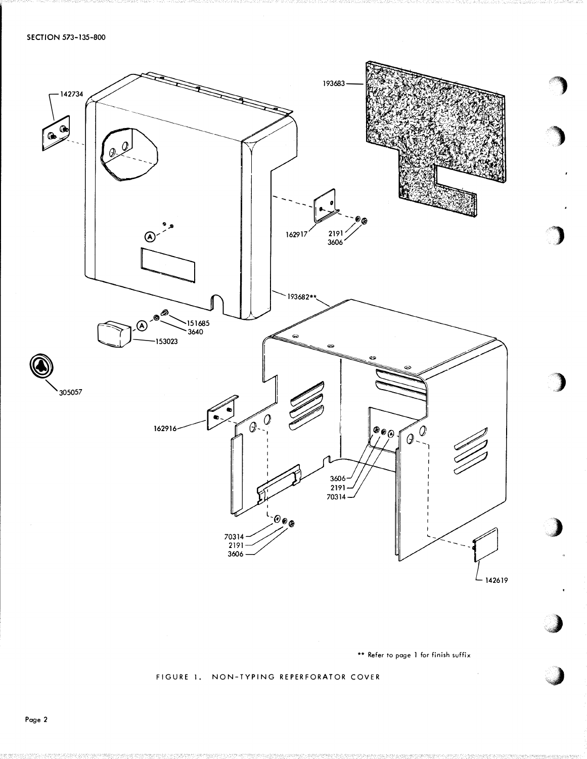142734

193683

162917

2191

3606

193682**

151685

3640

153023

305057

162916

3606

2191

70314

70314

2191

3606

142619

** Refer to page 1 for finish suffix

FIGURE 1. NON-TYPING REPERFORATOR COVER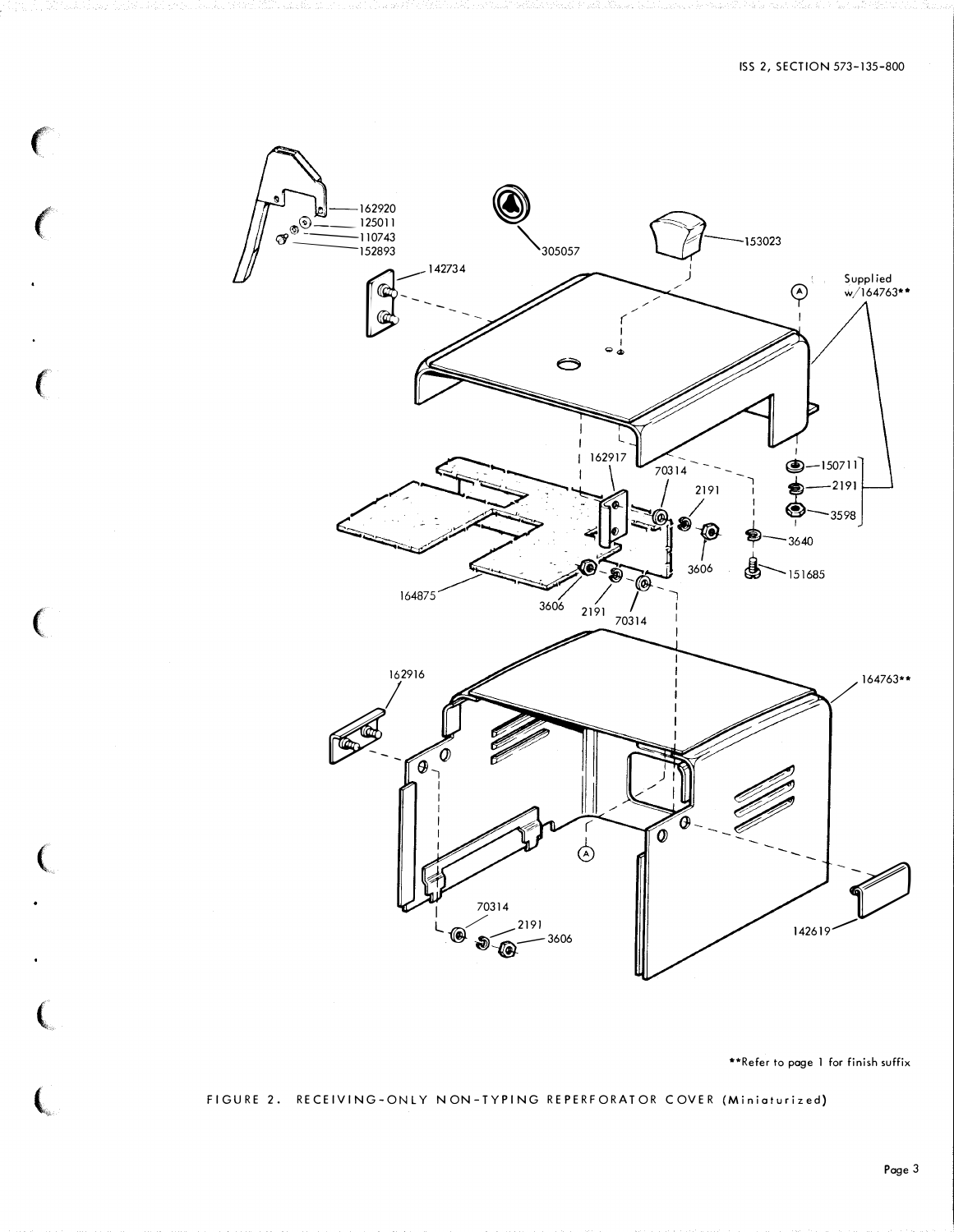162920
125011
110743
152893
142734
305057
153023
Supplied w/164763**
162917
70314
2191
150711
2191
3598
3640
151685
3606
164875
3606
2191
70314
162916
164763**
70314
2191
3606
142619

**Refer to page 1 for finish suffix

FIGURE 2. RECEIVING-ONLY NON-TYPING REPERFORATOR COVER (Miniaturized)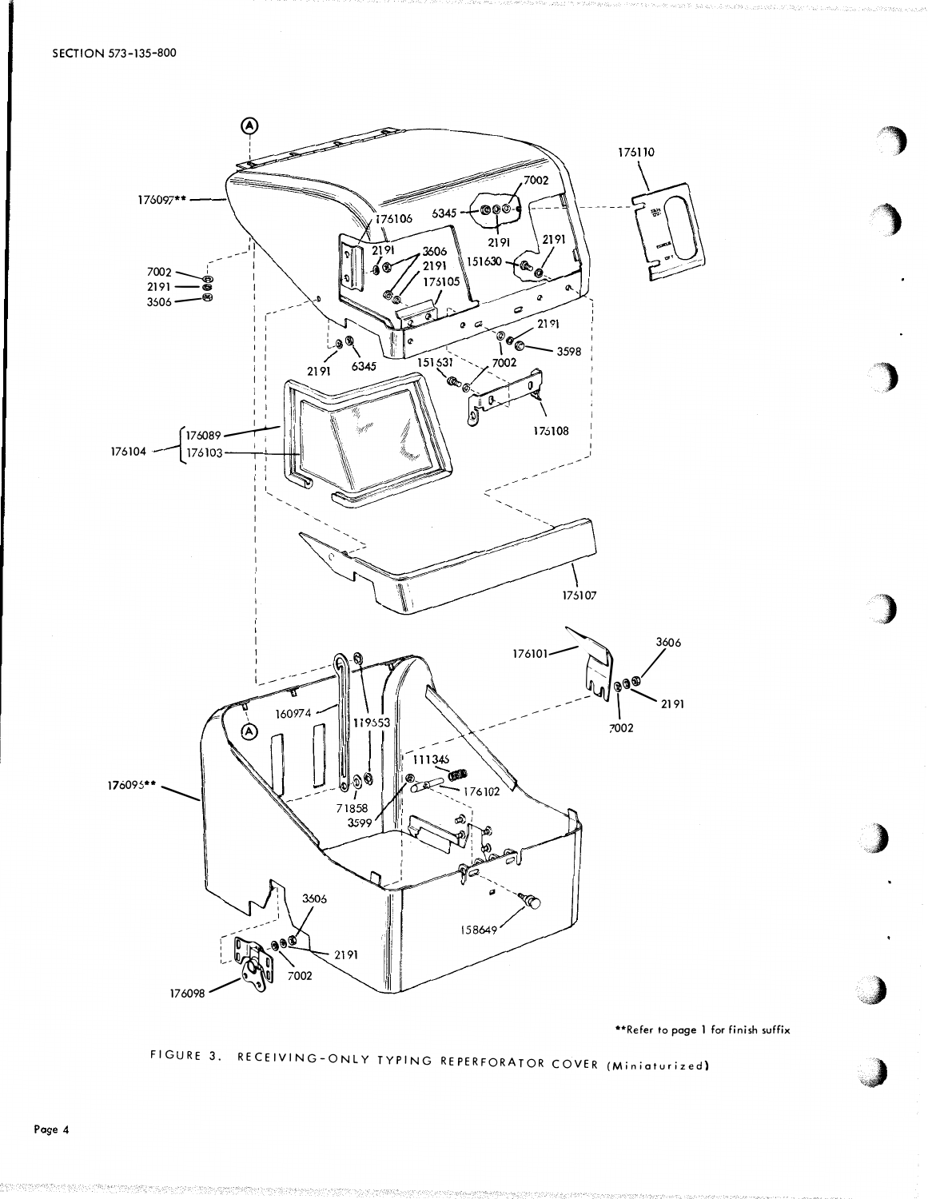**Refer to page 1 for finish suffix

FIGURE 3. RECEIVING-ONLY TYPING REPERFORATOR COVER (Miniaturized)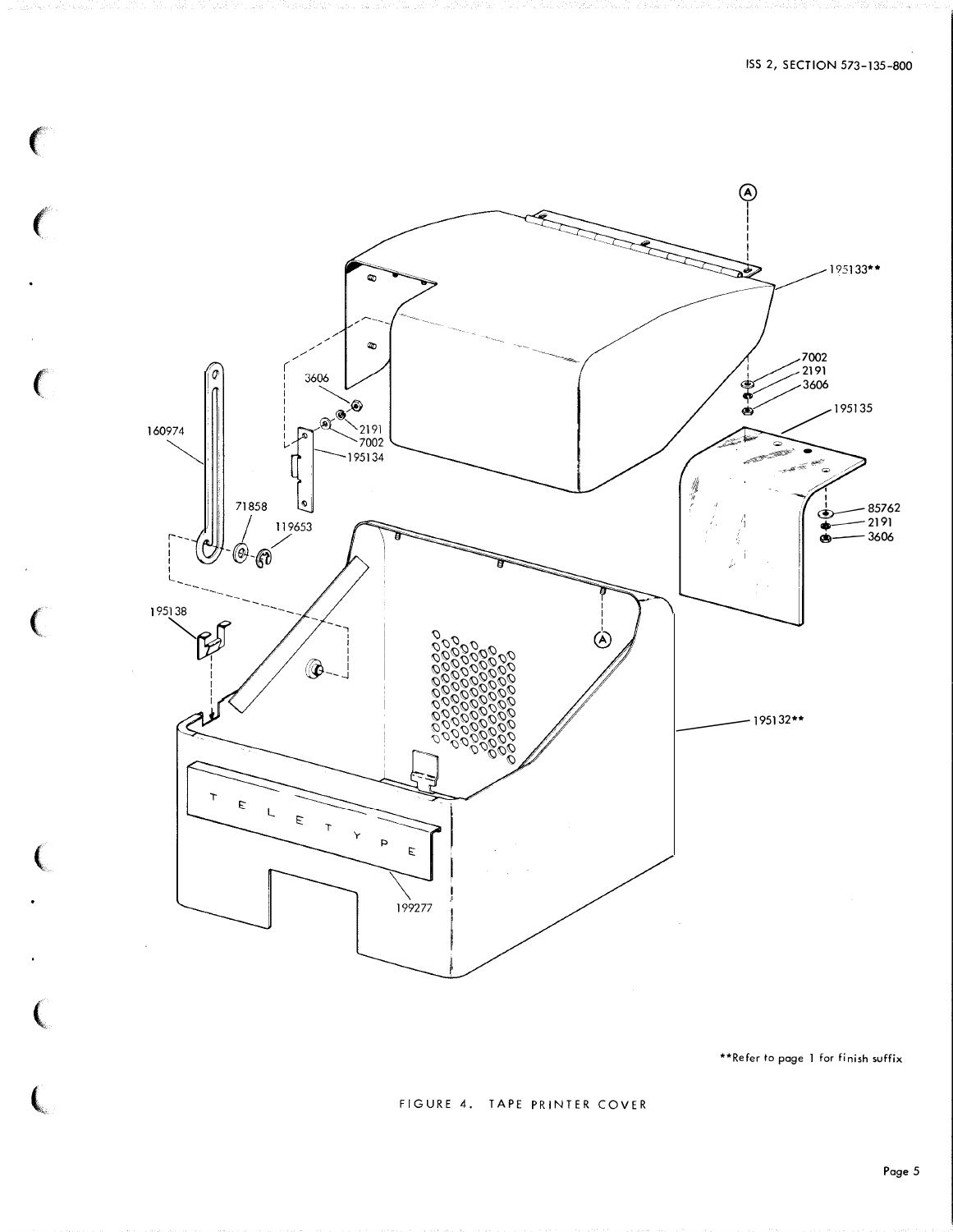A

195133**

7002
2191
3606

195135

85762
2191
3606

3606

160974

2191
7002
195134

71858

119653

195138

A

195132**

T E L E T Y P E

199277

**Refer to page 1 for finish suffix

FIGURE 4. TAPE PRINTER COVER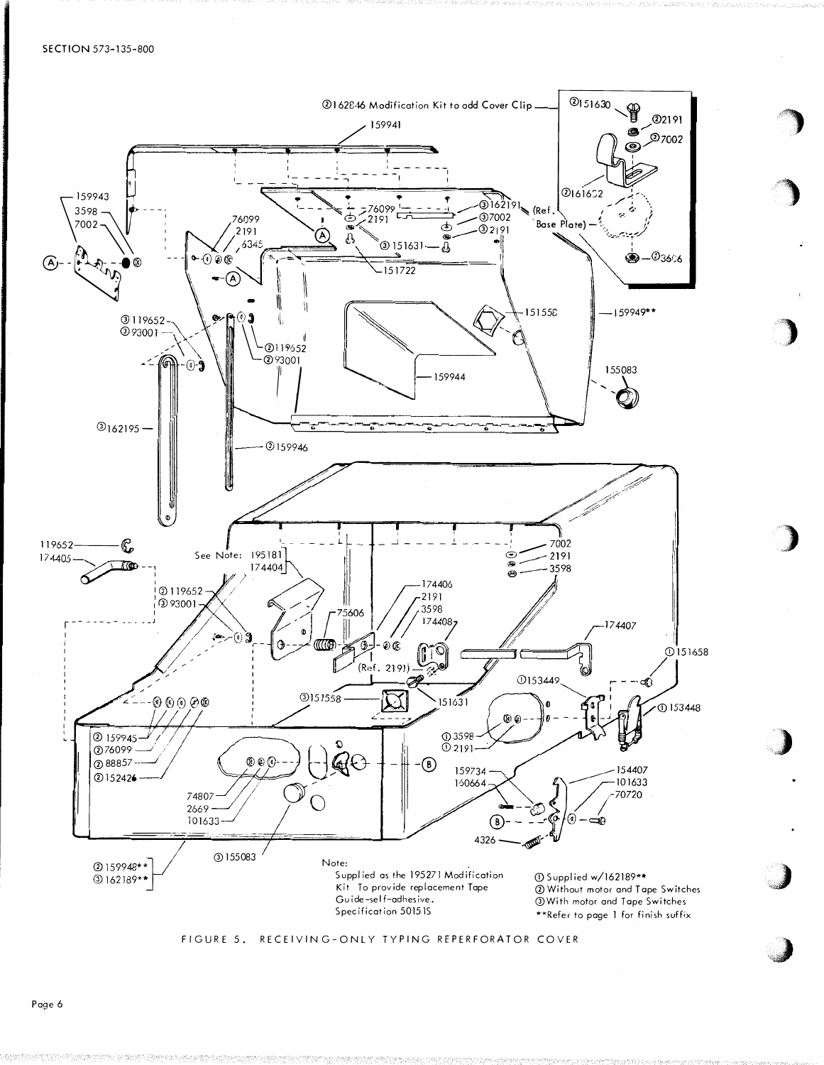SECTION 573-135-800

②162846 Modification Kit to add Cover Clip

Note:
Supplied as the 195271 Modification Kit To provide replacement Tape Guide-self-adhesive.
Specification 50151S

① Supplied w/162189**
② Without motor and Tape Switches
③ With motor and Tape Switches
**Refer to page 1 for finish suffix

FIGURE 5. RECEIVING-ONLY TYPING REPERFORATOR COVER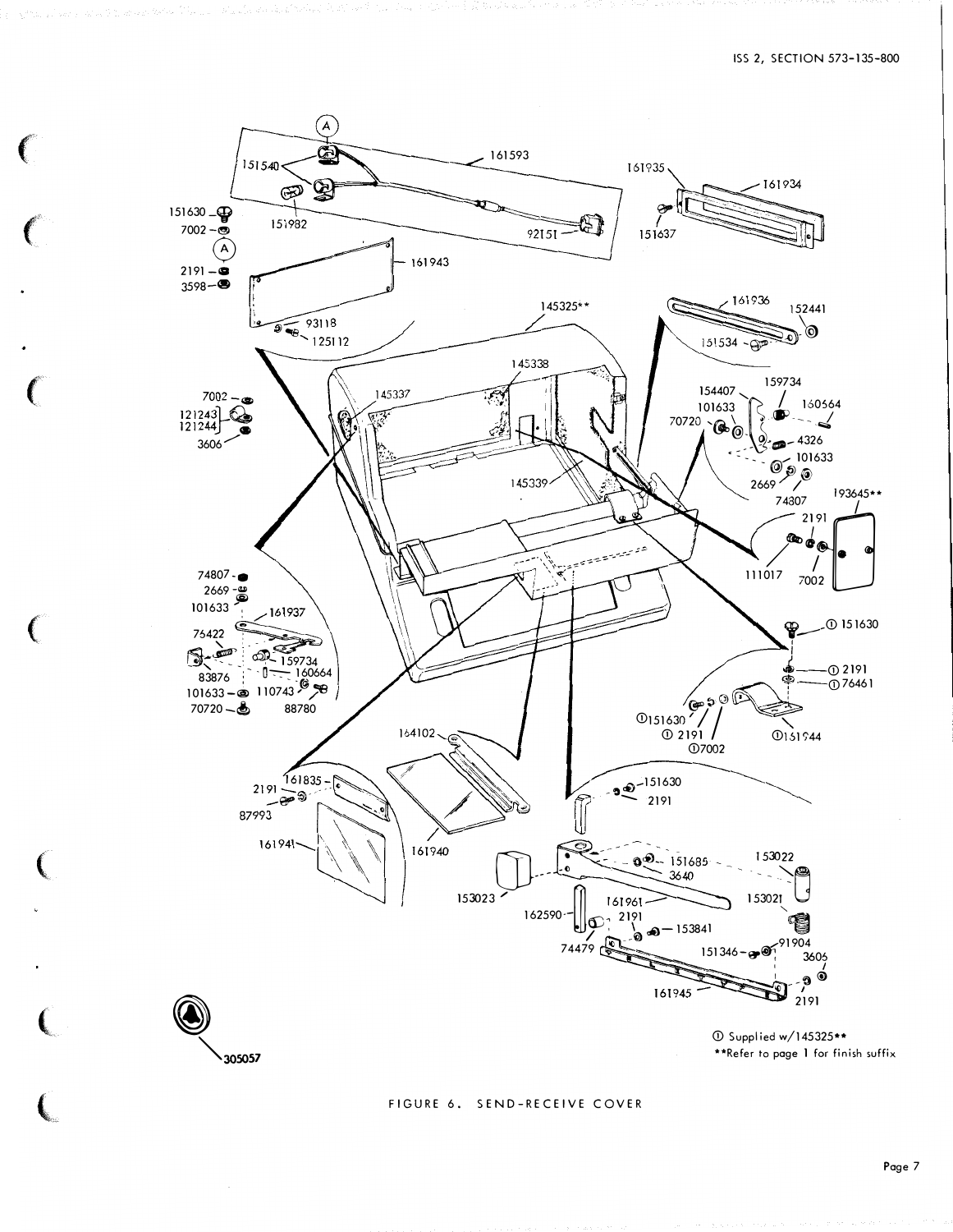① Supplied w/145325**
**Refer to page 1 for finish suffix

FIGURE 6. SEND-RECEIVE COVER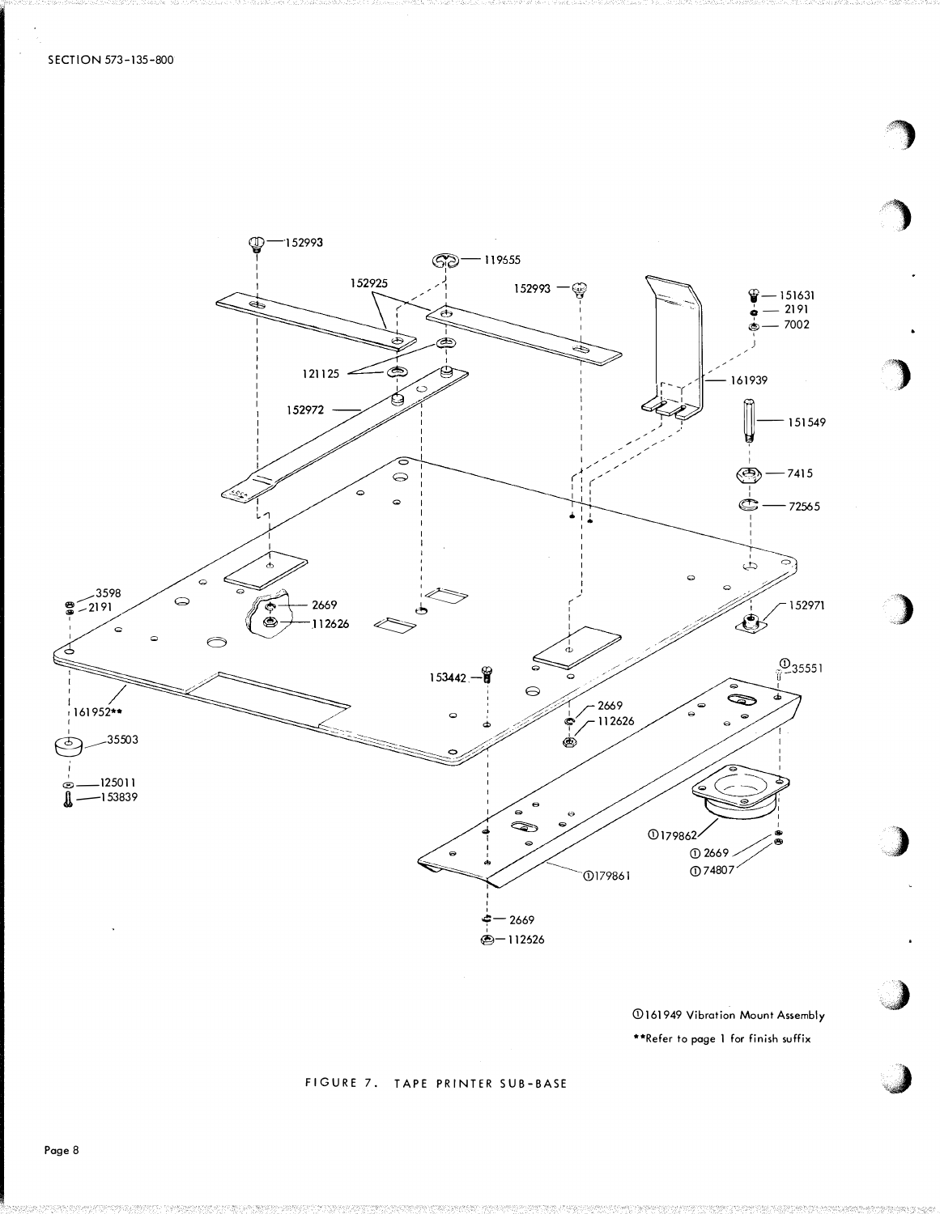①161949 Vibration Mount Assembly

**Refer to page 1 for finish suffix

FIGURE 7. TAPE PRINTER SUB-BASE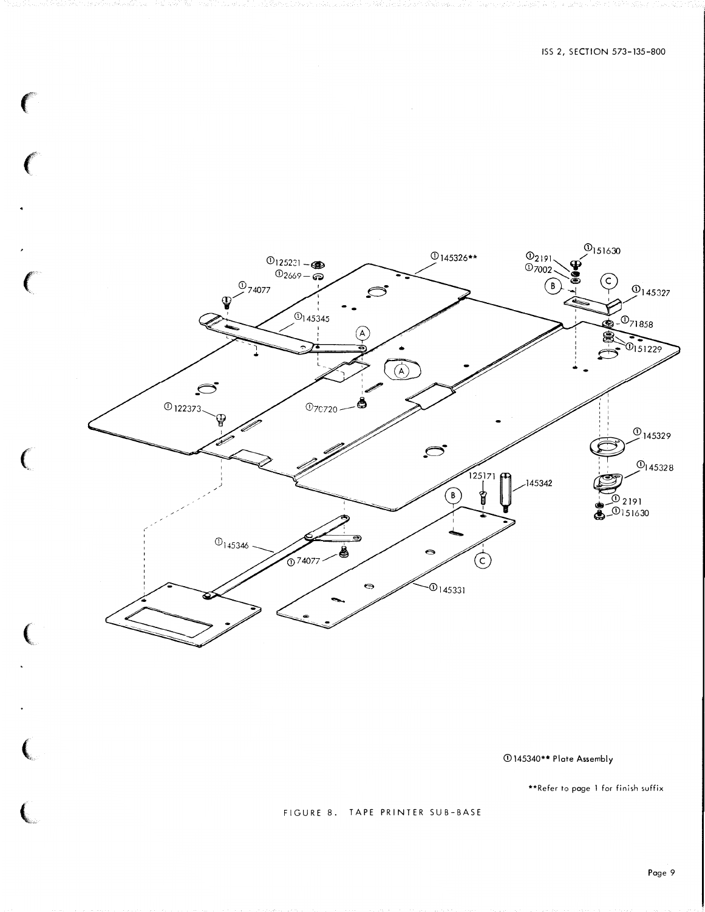①2191
①151630
①7002
①145327
①71858
①151229
①145329
①145328
①2191
①151630
①125231
①2669
①74077
①145345
①145326**
①122373
①70720
①145346
①74077
125171
145342
①145331

①145340** Plate Assembly

**Refer to page 1 for finish suffix

FIGURE 8. TAPE PRINTER SUB-BASE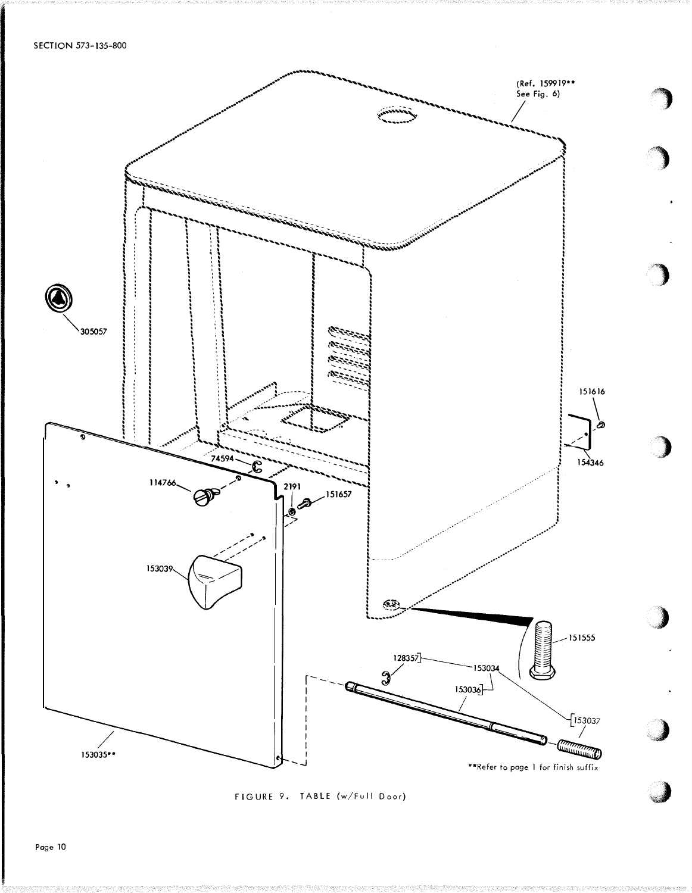(Ref. 159919** See Fig. 6)

305057

151616

154346

74594

114766

2191

151657

153039

151555

128357

153034

153036

153037

153035**

**Refer to page 1 for finish suffix

FIGURE 9. TABLE (w/Full Door)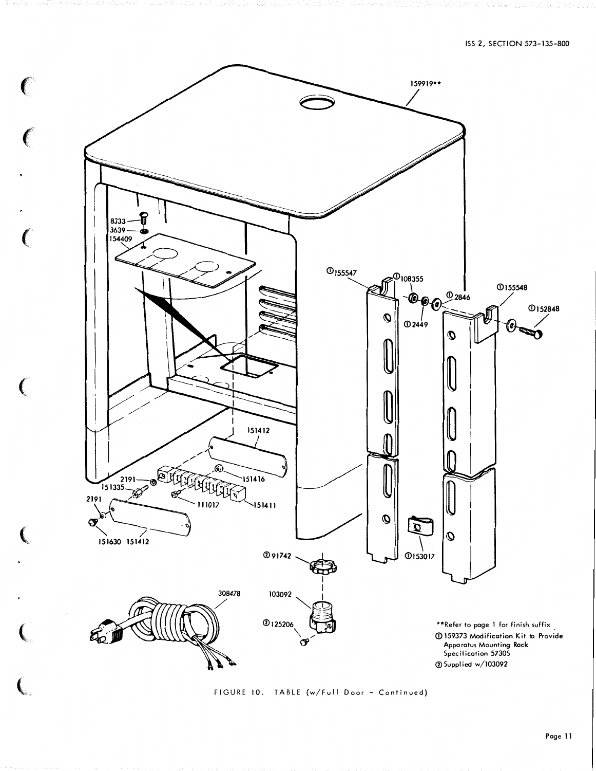159919**

8333

3639

154409

①155547

①108355

①2846

①2449

①155548

①152848

151412

2191

151335

151416

2191

111017

151411

151630 151412

②91742

①153017

308478

103092

②125206

**Refer to page 1 for finish suffix

① 159373 Modification Kit to Provide Apparatus Mounting Rack Specification 5730S

② Supplied w/103092

FIGURE 10. TABLE (w/Full Door - Continued)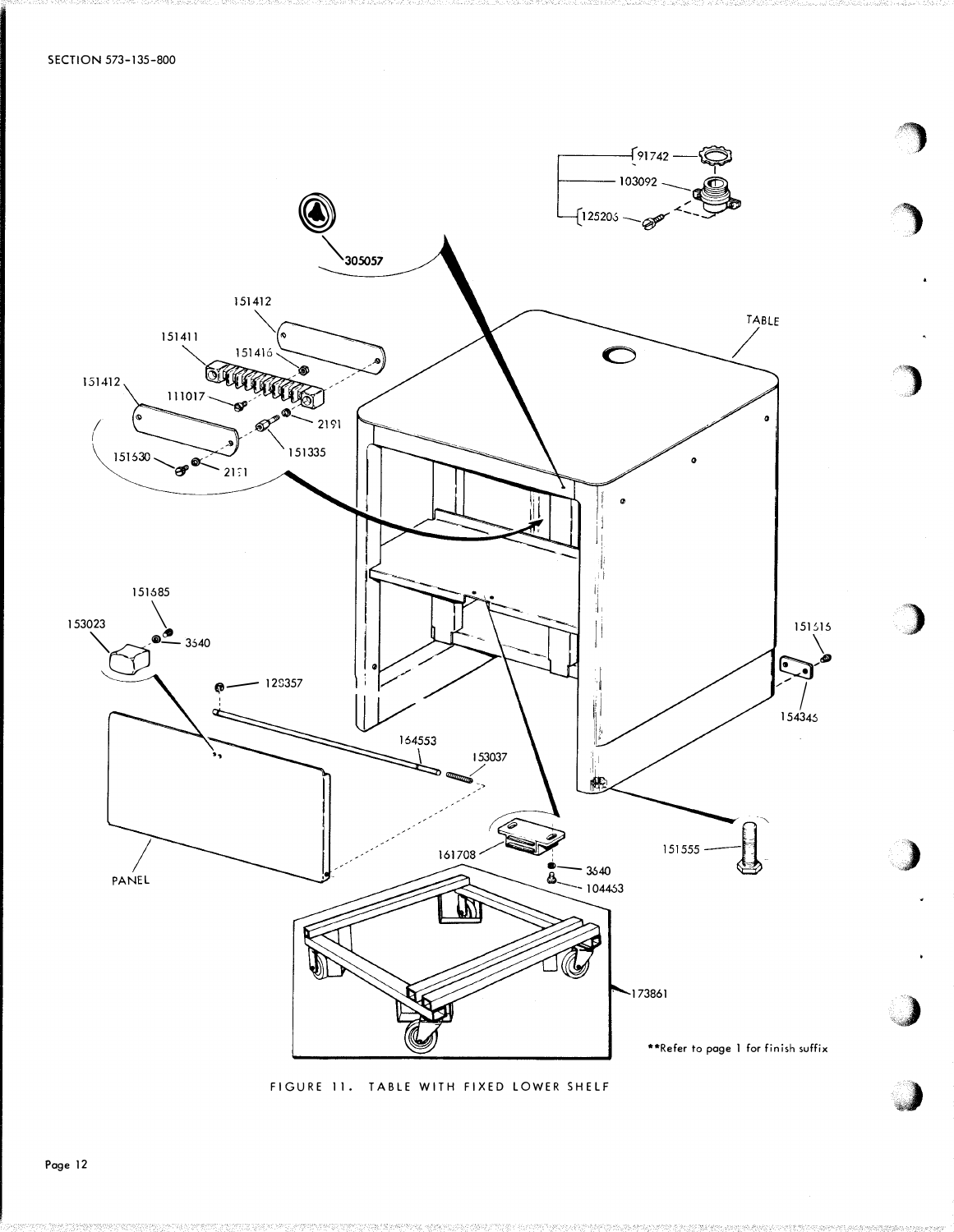SECTION 573-135-800

91742
103092
125206

305057

151412
151411
151416
151412
111017
2191
151335
151530
2191

TABLE

151685
153023
3540
128357
164553
153037
161708
3540
104463
151516
154345
151555

PANEL

173861

**Refer to page 1 for finish suffix

FIGURE 11. TABLE WITH FIXED LOWER SHELF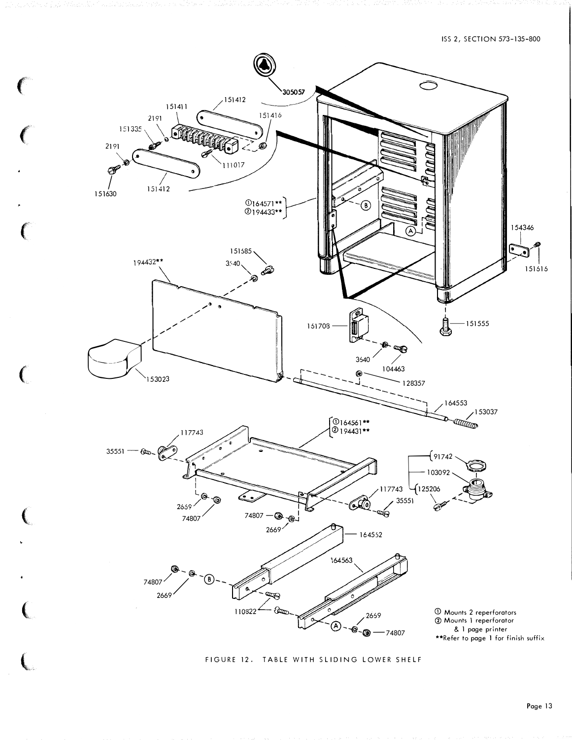① Mounts 2 reperforators
② Mounts 1 reperforator & 1 page printer
**Refer to page 1 for finish suffix

FIGURE 12. TABLE WITH SLIDING LOWER SHELF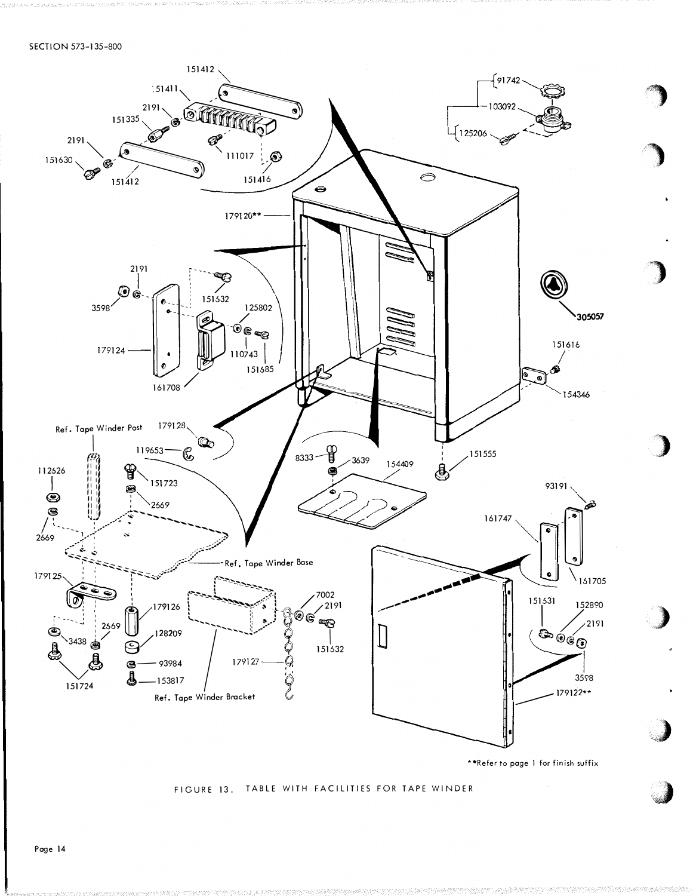151412

151411

2191

151335

2191

151630

111017

151416

151412

91742

103092

125206

179120**

2191

3598

151632

125802

110743

151685

179124

161708

305057

151616

154346

Ref. Tape Winder Post

179128

119653

112526

151723

2669

2669

8333

3639

154409

151555

93191

161747

161705

Ref. Tape Winder Base

179125

179126

128209

2669

3438

151724

93984

153817

Ref. Tape Winder Bracket

7002

2191

151632

179127

151631

152890

2191

3598

179122**

**Refer to page 1 for finish suffix

FIGURE 13. TABLE WITH FACILITIES FOR TAPE WINDER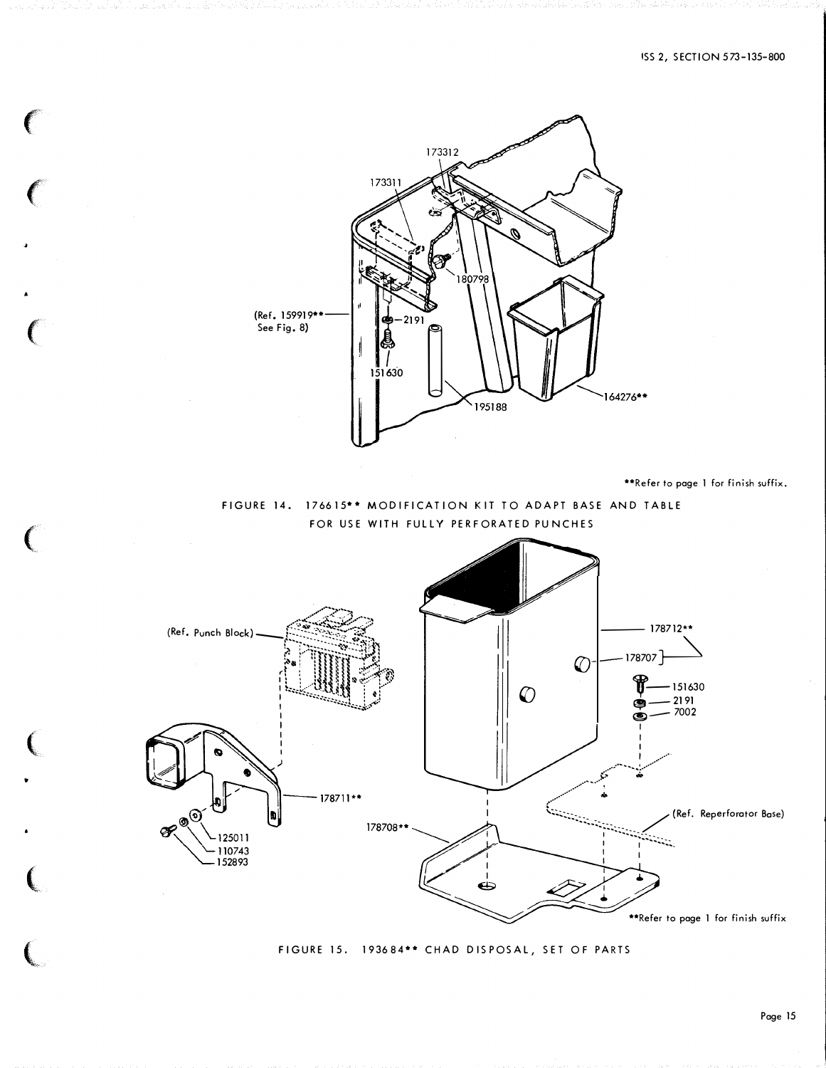173312

173311

180798

(Ref. 159919** See Fig. 8)

2191

151630

195188

164276**

**Refer to page 1 for finish suffix.

FIGURE 14. 176615** MODIFICATION KIT TO ADAPT BASE AND TABLE FOR USE WITH FULLY PERFORATED PUNCHES

(Ref. Punch Block)

178712**

178707

151630

2191

7002

178711**

125011

110743

152893

178708**

(Ref. Reperforator Base)

**Refer to page 1 for finish suffix

FIGURE 15. 193684** CHAD DISPOSAL, SET OF PARTS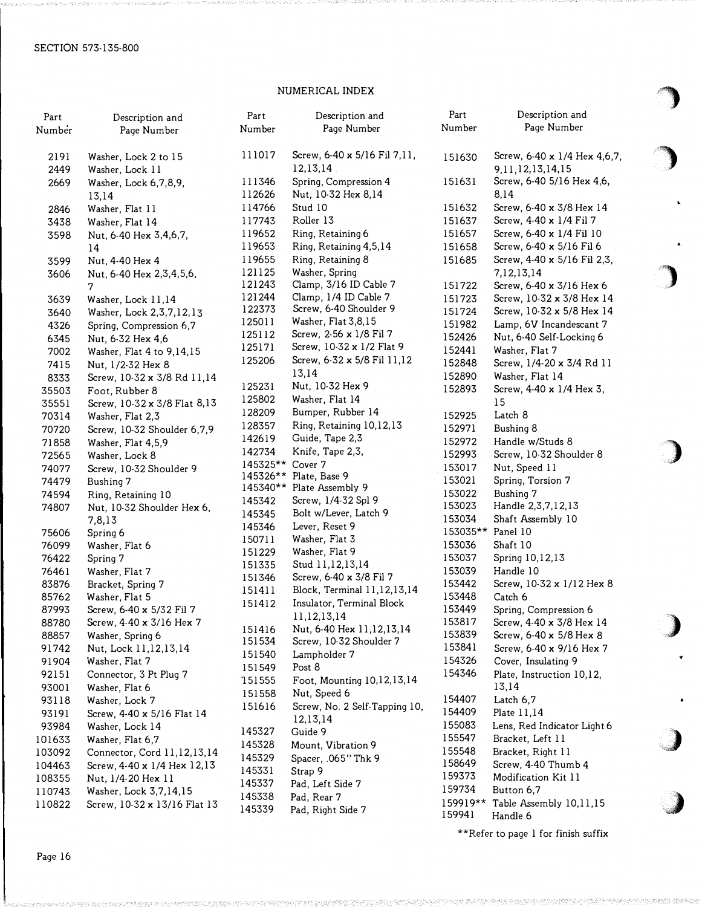## NUMERICAL INDEX

| Part Number | Description and Page Number |
|---|---|
| 2191 | Washer, Lock 2 to 15 |
| 2449 | Washer, Lock 11 |
| 2669 | Washer, Lock 6,7,8,9, 13,14 |
| 2846 | Washer, Flat 11 |
| 3438 | Washer, Flat 14 |
| 3598 | Nut, 6-40 Hex 3,4,6,7, 14 |
| 3599 | Nut, 4-40 Hex 4 |
| 3606 | Nut, 6-40 Hex 2,3,4,5,6, 7 |
| 3639 | Washer, Lock 11,14 |
| 3640 | Washer, Lock 2,3,7,12,13 |
| 4326 | Spring, Compression 6,7 |
| 6345 | Nut, 6-32 Hex 4,6 |
| 7002 | Washer, Flat 4 to 9,14,15 |
| 7415 | Nut, 1/2-32 Hex 8 |
| 8333 | Screw, 10-32 x 3/8 Rd 11,14 |
| 35503 | Foot, Rubber 8 |
| 35551 | Screw, 10-32 x 3/8 Flat 8,13 |
| 70314 | Washer, Flat 2,3 |
| 70720 | Screw, 10-32 Shoulder 6,7,9 |
| 71858 | Washer, Flat 4,5,9 |
| 72565 | Washer, Lock 8 |
| 74077 | Screw, 10-32 Shoulder 9 |
| 74479 | Bushing 7 |
| 74594 | Ring, Retaining 10 |
| 74807 | Nut, 10-32 Shoulder Hex 6, 7,8,13 |
| 75606 | Spring 6 |
| 76099 | Washer, Flat 6 |
| 76422 | Spring 7 |
| 76461 | Washer, Flat 7 |
| 83876 | Bracket, Spring 7 |
| 85762 | Washer, Flat 5 |
| 87993 | Screw, 6-40 x 5/32 Fil 7 |
| 88780 | Screw, 4-40 x 3/16 Hex 7 |
| 88857 | Washer, Spring 6 |
| 91742 | Nut, Lock 11,12,13,14 |
| 91904 | Washer, Flat 7 |
| 92151 | Connector, 3 Pt Plug 7 |
| 93001 | Washer, Flat 6 |
| 93118 | Washer, Lock 7 |
| 93191 | Screw, 4-40 x 5/16 Flat 14 |
| 93984 | Washer, Lock 14 |
| 101633 | Washer, Flat 6,7 |
| 103092 | Connector, Cord 11,12,13,14 |
| 104463 | Screw, 4-40 x 1/4 Hex 12,13 |
| 108355 | Nut, 1/4-20 Hex 11 |
| 110743 | Washer, Lock 3,7,14,15 |
| 110822 | Screw, 10-32 x 13/16 Flat 13 |
| 111017 | Screw, 6-40 x 5/16 Fil 7,11, 12,13,14 |
| 111346 | Spring, Compression 4 |
| 112626 | Nut, 10-32 Hex 8,14 |
| 114766 | Stud 10 |
| 117743 | Roller 13 |
| 119652 | Ring, Retaining 6 |
| 119653 | Ring, Retaining 4,5,14 |
| 119655 | Ring, Retaining 8 |
| 121125 | Washer, Spring |
| 121243 | Clamp, 3/16 ID Cable 7 |
| 121244 | Clamp, 1/4 ID Cable 7 |
| 122373 | Screw, 6-40 Shoulder 9 |
| 125011 | Washer, Flat 3,8,15 |
| 125112 | Screw, 2-56 x 1/8 Fil 7 |
| 125171 | Screw, 10-32 x 1/2 Flat 9 |
| 125206 | Screw, 6-32 x 5/8 Fil 11,12 13,14 |
| 125231 | Nut, 10-32 Hex 9 |
| 125802 | Washer, Flat 14 |
| 128209 | Bumper, Rubber 14 |
| 128357 | Ring, Retaining 10,12,13 |
| 142619 | Guide, Tape 2,3 |
| 142734 | Knife, Tape 2,3, |
| 145325** | Cover 7 |
| 145326** | Plate, Base 9 |
| 145340** | Plate Assembly 9 |
| 145342 | Screw, 1/4-32 Spl 9 |
| 145345 | Bolt w/Lever, Latch 9 |
| 145346 | Lever, Reset 9 |
| 150711 | Washer, Flat 3 |
| 151229 | Washer, Flat 9 |
| 151335 | Stud 11,12,13,14 |
| 151346 | Screw, 6-40 x 3/8 Fil 7 |
| 151411 | Block, Terminal 11,12,13,14 |
| 151412 | Insulator, Terminal Block 11,12,13,14 |
| 151416 | Nut, 6-40 Hex 11,12,13,14 |
| 151534 | Screw, 10-32 Shoulder 7 |
| 151540 | Lampholder 7 |
| 151549 | Post 8 |
| 151555 | Foot, Mounting 10,12,13,14 |
| 151558 | Nut, Speed 6 |
| 151616 | Screw, No. 2 Self-Tapping 10, 12,13,14 |
| 145327 | Guide 9 |
| 145328 | Mount, Vibration 9 |
| 145329 | Spacer, .065" Thk 9 |
| 145331 | Strap 9 |
| 145337 | Pad, Left Side 7 |
| 145338 | Pad, Rear 7 |
| 145339 | Pad, Right Side 7 |
| 151630 | Screw, 6-40 x 1/4 Hex 4,6,7, 9,11,12,13,14,15 |
| 151631 | Screw, 6-40 5/16 Hex 4,6, 8,14 |
| 151632 | Screw, 6-40 x 3/8 Hex 14 |
| 151637 | Screw, 4-40 x 1/4 Fil 7 |
| 151657 | Screw, 6-40 x 1/4 Fil 10 |
| 151658 | Screw, 6-40 x 5/16 Fil 6 |
| 151685 | Screw, 4-40 x 5/16 Fil 2,3, 7,12,13,14 |
| 151722 | Screw, 6-40 x 3/16 Hex 6 |
| 151723 | Screw, 10-32 x 3/8 Hex 14 |
| 151724 | Screw, 10-32 x 5/8 Hex 14 |
| 151982 | Lamp, 6V Incandescant 7 |
| 152426 | Nut, 6-40 Self-Locking 6 |
| 152441 | Washer, Flat 7 |
| 152848 | Screw, 1/4-20 x 3/4 Rd 11 |
| 152890 | Washer, Flat 14 |
| 152893 | Screw, 4-40 x 1/4 Hex 3, 15 |
| 152925 | Latch 8 |
| 152971 | Bushing 8 |
| 152972 | Handle w/Studs 8 |
| 152993 | Screw, 10-32 Shoulder 8 |
| 153017 | Nut, Speed 11 |
| 153021 | Spring, Torsion 7 |
| 153022 | Bushing 7 |
| 153023 | Handle 2,3,7,12,13 |
| 153034 | Shaft Assembly 10 |
| 153035** | Panel 10 |
| 153036 | Shaft 10 |
| 153037 | Spring 10,12,13 |
| 153039 | Handle 10 |
| 153442 | Screw, 10-32 x 1/12 Hex 8 |
| 153448 | Catch 6 |
| 153449 | Spring, Compression 6 |
| 153817 | Screw, 4-40 x 3/8 Hex 14 |
| 153839 | Screw, 6-40 x 5/8 Hex 8 |
| 153841 | Screw, 6-40 x 9/16 Hex 7 |
| 154326 | Cover, Insulating 9 |
| 154346 | Plate, Instruction 10,12, 13,14 |
| 154407 | Latch 6,7 |
| 154409 | Plate 11,14 |
| 155083 | Lens, Red Indicator Light 6 |
| 155547 | Bracket, Left 11 |
| 155548 | Bracket, Right 11 |
| 158649 | Screw, 4-40 Thumb 4 |
| 159373 | Modification Kit 11 |
| 159734 | Button 6,7 |
| 159919** | Table Assembly 10,11,15 |
| 159941 | Handle 6 |

**Refer to page 1 for finish suffix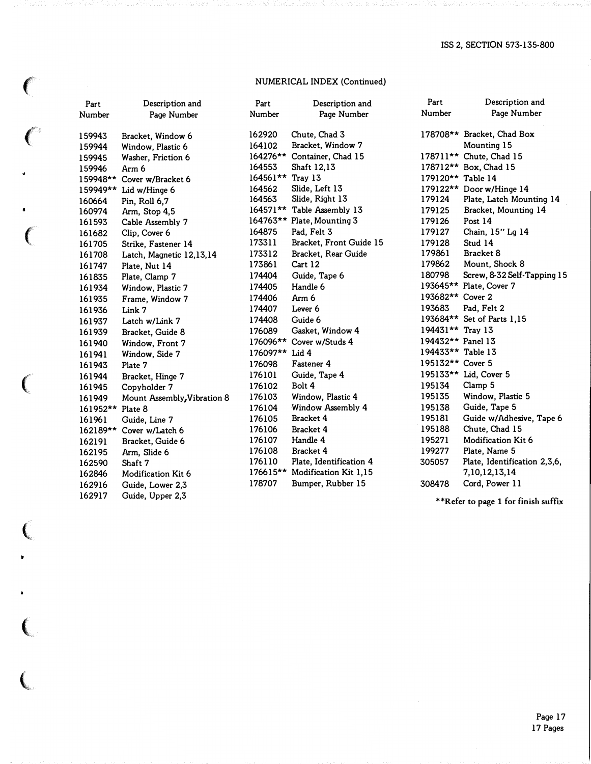## NUMERICAL INDEX (Continued)

| Part Number | Description and Page Number |
|---|---|
| 159943 | Bracket, Window 6 |
| 159944 | Window, Plastic 6 |
| 159945 | Washer, Friction 6 |
| 159946 | Arm 6 |
| 159948** | Cover w/Bracket 6 |
| 159949** | Lid w/Hinge 6 |
| 160664 | Pin, Roll 6,7 |
| 160974 | Arm, Stop 4,5 |
| 161593 | Cable Assembly 7 |
| 161682 | Clip, Cover 6 |
| 161705 | Strike, Fastener 14 |
| 161708 | Latch, Magnetic 12,13,14 |
| 161747 | Plate, Nut 14 |
| 161835 | Plate, Clamp 7 |
| 161934 | Window, Plastic 7 |
| 161935 | Frame, Window 7 |
| 161936 | Link 7 |
| 161937 | Latch w/Link 7 |
| 161939 | Bracket, Guide 8 |
| 161940 | Window, Front 7 |
| 161941 | Window, Side 7 |
| 161943 | Plate 7 |
| 161944 | Bracket, Hinge 7 |
| 161945 | Copyholder 7 |
| 161949 | Mount Assembly,Vibration 8 |
| 161952** | Plate 8 |
| 161961 | Guide, Line 7 |
| 162189** | Cover w/Latch 6 |
| 162191 | Bracket, Guide 6 |
| 162195 | Arm, Slide 6 |
| 162590 | Shaft 7 |
| 162846 | Modification Kit 6 |
| 162916 | Guide, Lower 2,3 |
| 162917 | Guide, Upper 2,3 |
| 162920 | Chute, Chad 3 |
| 164102 | Bracket, Window 7 |
| 164276** | Container, Chad 15 |
| 164553 | Shaft 12,13 |
| 164561** | Tray 13 |
| 164562 | Slide, Left 13 |
| 164563 | Slide, Right 13 |
| 164571** | Table Assembly 13 |
| 164763** | Plate, Mounting 3 |
| 164875 | Pad, Felt 3 |
| 173311 | Bracket, Front Guide 15 |
| 173312 | Bracket, Rear Guide |
| 173861 | Cart 12 |
| 174404 | Guide, Tape 6 |
| 174405 | Handle 6 |
| 174406 | Arm 6 |
| 174407 | Lever 6 |
| 174408 | Guide 6 |
| 176089 | Gasket, Window 4 |
| 176096** | Cover w/Studs 4 |
| 176097** | Lid 4 |
| 176098 | Fastener 4 |
| 176101 | Guide, Tape 4 |
| 176102 | Bolt 4 |
| 176103 | Window, Plastic 4 |
| 176104 | Window Assembly 4 |
| 176105 | Bracket 4 |
| 176106 | Bracket 4 |
| 176107 | Handle 4 |
| 176108 | Bracket 4 |
| 176110 | Plate, Identification 4 |
| 176615** | Modification Kit 1,15 |
| 178707 | Bumper, Rubber 15 |
| 178708** | Bracket, Chad Box Mounting 15 |
| 178711** | Chute, Chad 15 |
| 178712** | Box, Chad 15 |
| 179120** | Table 14 |
| 179122** | Door w/Hinge 14 |
| 179124 | Plate, Latch Mounting 14 |
| 179125 | Bracket, Mounting 14 |
| 179126 | Post 14 |
| 179127 | Chain, 15" Lg 14 |
| 179128 | Stud 14 |
| 179861 | Bracket 8 |
| 179862 | Mount, Shock 8 |
| 180798 | Screw, 8-32 Self-Tapping 15 |
| 193645** | Plate, Cover 7 |
| 193682** | Cover 2 |
| 193683 | Pad, Felt 2 |
| 193684** | Set of Parts 1,15 |
| 194431** | Tray 13 |
| 194432** | Panel 13 |
| 194433** | Table 13 |
| 195132** | Cover 5 |
| 195133** | Lid, Cover 5 |
| 195134 | Clamp 5 |
| 195135 | Window, Plastic 5 |
| 195138 | Guide, Tape 5 |
| 195181 | Guide w/Adhesive, Tape 6 |
| 195188 | Chute, Chad 15 |
| 195271 | Modification Kit 6 |
| 199277 | Plate, Name 5 |
| 305057 | Plate, Identification 2,3,6, 7,10,12,13,14 |
| 308478 | Cord, Power 11 |

**Refer to page 1 for finish suffix